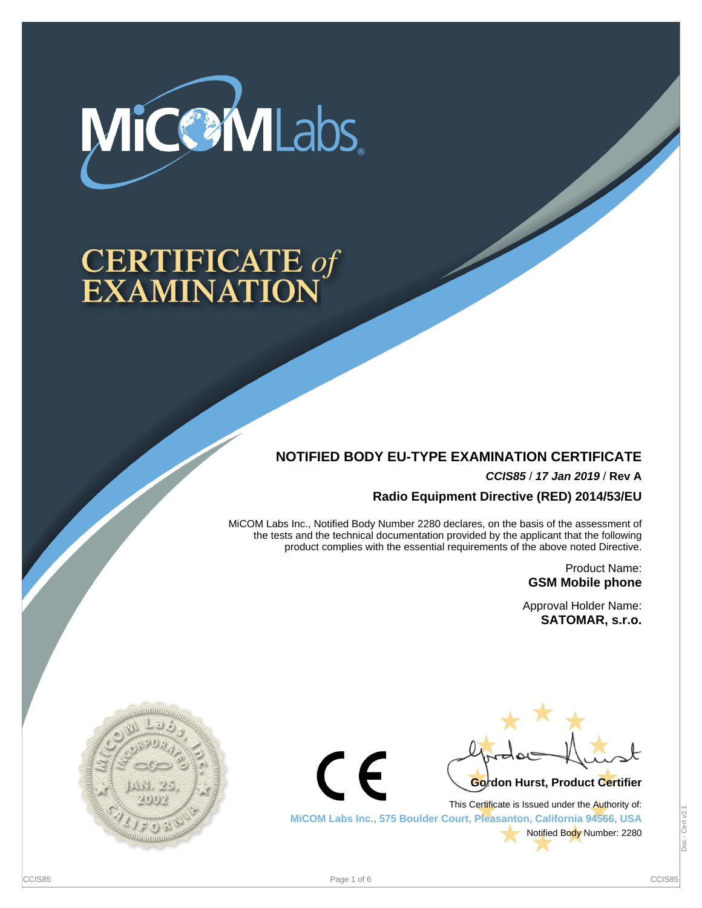MiCOM Labs

# CERTIFICATE of EXAMINATION

## NOTIFIED BODY EU-TYPE EXAMINATION CERTIFICATE

***CCIS85*** / ***17 Jan 2019*** / **Rev A**

**Radio Equipment Directive (RED) 2014/53/EU**

MiCOM Labs Inc., Notified Body Number 2280 declares, on the basis of the assessment of the tests and the technical documentation provided by the applicant that the following product complies with the essential requirements of the above noted Directive.

Product Name:
**GSM Mobile phone**

Approval Holder Name:
**SATOMAR, s.r.o.**

CE

**Gordon Hurst, Product Certifier**

This Certificate is Issued under the Authority of:

**MiCOM Labs Inc., 575 Boulder Court, Pleasanton, California 94566, USA**

Notified Body Number: 2280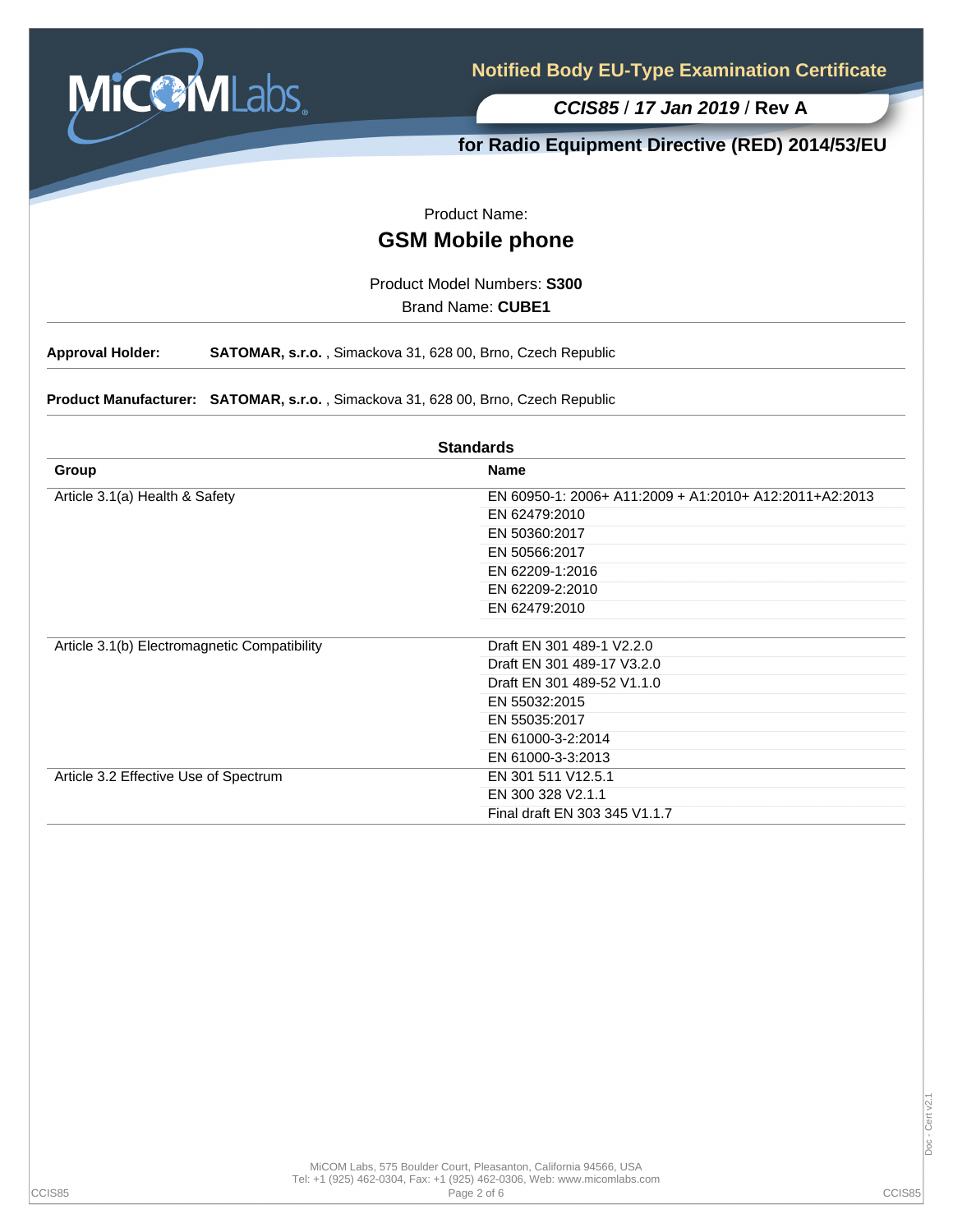# Notified Body EU-Type Examination Certificate

***CCIS85* / *17 Jan 2019* / Rev A**

**for Radio Equipment Directive (RED) 2014/53/EU**

Product Name:

## GSM Mobile phone

Product Model Numbers: **S300**

Brand Name: **CUBE1**

---

**Approval Holder:** **SATOMAR, s.r.o.** , Simackova 31, 628 00, Brno, Czech Republic

---

**Product Manufacturer:** **SATOMAR, s.r.o.** , Simackova 31, 628 00, Brno, Czech Republic

---

**Standards**

| Group | Name |
|---|---|
| Article 3.1(a) Health & Safety | EN 60950-1: 2006+ A11:2009 + A1:2010+ A12:2011+A2:2013 |
| | EN 62479:2010 |
| | EN 50360:2017 |
| | EN 50566:2017 |
| | EN 62209-1:2016 |
| | EN 62209-2:2010 |
| | EN 62479:2010 |
| Article 3.1(b) Electromagnetic Compatibility | Draft EN 301 489-1 V2.2.0 |
| | Draft EN 301 489-17 V3.2.0 |
| | Draft EN 301 489-52 V1.1.0 |
| | EN 55032:2015 |
| | EN 55035:2017 |
| | EN 61000-3-2:2014 |
| | EN 61000-3-3:2013 |
| Article 3.2 Effective Use of Spectrum | EN 301 511 V12.5.1 |
| | EN 300 328 V2.1.1 |
| | Final draft EN 303 345 V1.1.7 |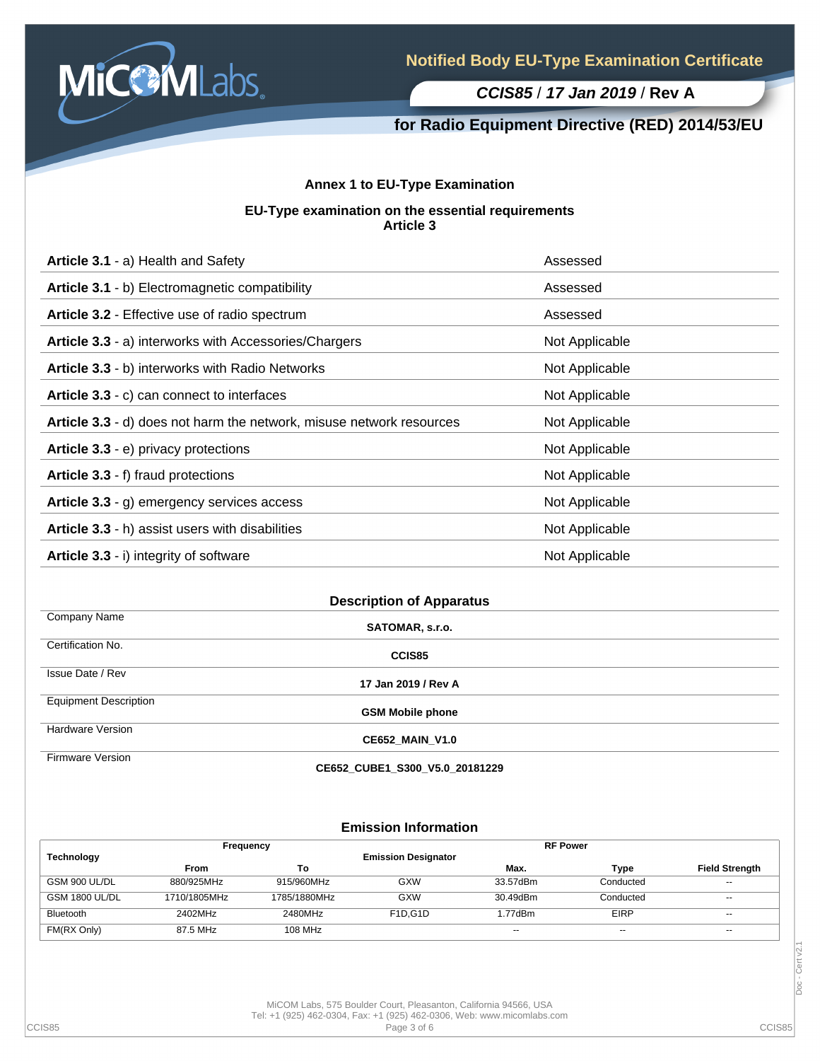# Notified Body EU-Type Examination Certificate

***CCIS85*** / ***17 Jan 2019*** / **Rev A**

## for Radio Equipment Directive (RED) 2014/53/EU

### Annex 1 to EU-Type Examination

### EU-Type examination on the essential requirements
### Article 3

| | |
|---|---|
| **Article 3.1** - a) Health and Safety | Assessed |
| **Article 3.1** - b) Electromagnetic compatibility | Assessed |
| **Article 3.2** - Effective use of radio spectrum | Assessed |
| **Article 3.3** - a) interworks with Accessories/Chargers | Not Applicable |
| **Article 3.3** - b) interworks with Radio Networks | Not Applicable |
| **Article 3.3** - c) can connect to interfaces | Not Applicable |
| **Article 3.3** - d) does not harm the network, misuse network resources | Not Applicable |
| **Article 3.3** - e) privacy protections | Not Applicable |
| **Article 3.3** - f) fraud protections | Not Applicable |
| **Article 3.3** - g) emergency services access | Not Applicable |
| **Article 3.3** - h) assist users with disabilities | Not Applicable |
| **Article 3.3** - i) integrity of software | Not Applicable |

### Description of Apparatus

| | |
|---|---|
| Company Name | **SATOMAR, s.r.o.** |
| Certification No. | **CCIS85** |
| Issue Date / Rev | **17 Jan 2019 / Rev A** |
| Equipment Description | **GSM Mobile phone** |
| Hardware Version | **CE652_MAIN_V1.0** |
| Firmware Version | **CE652_CUBE1_S300_V5.0_20181229** |

### Emission Information

| Technology | Frequency | | Emission Designator | RF Power | | |
|---|---|---|---|---|---|---|
| | From | To | | Max. | Type | Field Strength |
| GSM 900 UL/DL | 880/925MHz | 915/960MHz | GXW | 33.57dBm | Conducted | -- |
| GSM 1800 UL/DL | 1710/1805MHz | 1785/1880MHz | GXW | 30.49dBm | Conducted | -- |
| Bluetooth | 2402MHz | 2480MHz | F1D,G1D | 1.77dBm | EIRP | -- |
| FM(RX Only) | 87.5 MHz | 108 MHz | | -- | -- | -- |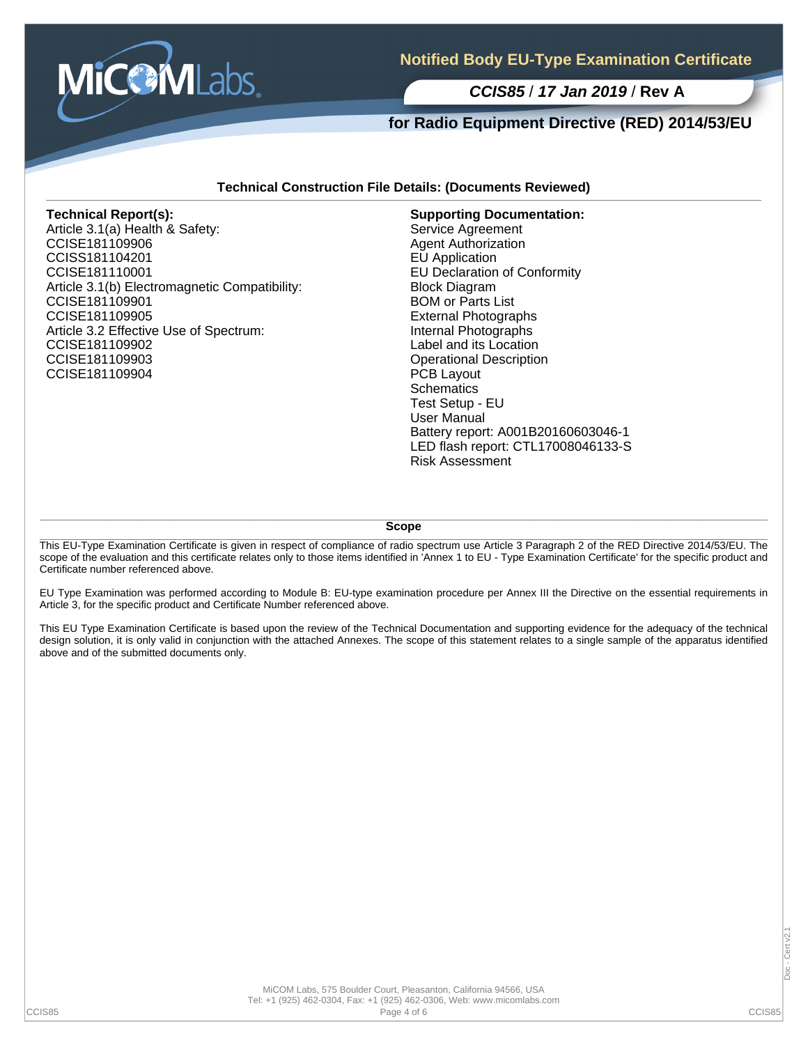## Notified Body EU-Type Examination Certificate

***CCIS85* / *17 Jan 2019* / Rev A**

**for Radio Equipment Directive (RED) 2014/53/EU**

### Technical Construction File Details: (Documents Reviewed)

**Technical Report(s):**

Article 3.1(a) Health & Safety:
CCISE181109906
CCISS181104201
CCISE181110001
Article 3.1(b) Electromagnetic Compatibility:
CCISE181109901
CCISE181109905
Article 3.2 Effective Use of Spectrum:
CCISE181109902
CCISE181109903
CCISE181109904

**Supporting Documentation:**

Service Agreement
Agent Authorization
EU Application
EU Declaration of Conformity
Block Diagram
BOM or Parts List
External Photographs
Internal Photographs
Label and its Location
Operational Description
PCB Layout
Schematics
Test Setup - EU
User Manual
Battery report: A001B20160603046-1
LED flash report: CTL17008046133-S
Risk Assessment

### Scope

This EU-Type Examination Certificate is given in respect of compliance of radio spectrum use Article 3 Paragraph 2 of the RED Directive 2014/53/EU. The scope of the evaluation and this certificate relates only to those items identified in 'Annex 1 to EU - Type Examination Certificate' for the specific product and Certificate number referenced above.

EU Type Examination was performed according to Module B: EU-type examination procedure per Annex III the Directive on the essential requirements in Article 3, for the specific product and Certificate Number referenced above.

This EU Type Examination Certificate is based upon the review of the Technical Documentation and supporting evidence for the adequacy of the technical design solution, it is only valid in conjunction with the attached Annexes. The scope of this statement relates to a single sample of the apparatus identified above and of the submitted documents only.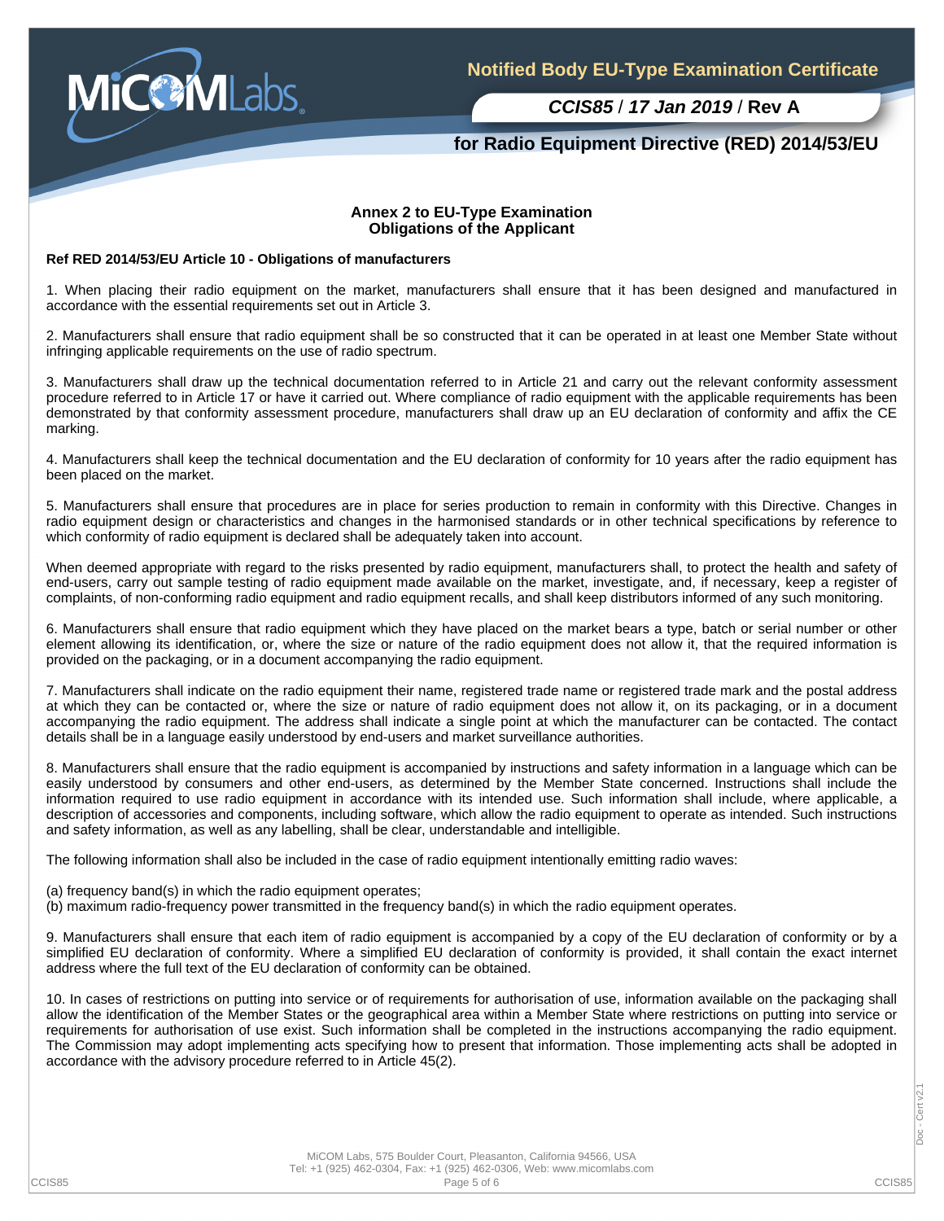## Annex 2 to EU-Type Examination
## Obligations of the Applicant

**Ref RED 2014/53/EU Article 10 - Obligations of manufacturers**

1. When placing their radio equipment on the market, manufacturers shall ensure that it has been designed and manufactured in accordance with the essential requirements set out in Article 3.

2. Manufacturers shall ensure that radio equipment shall be so constructed that it can be operated in at least one Member State without infringing applicable requirements on the use of radio spectrum.

3. Manufacturers shall draw up the technical documentation referred to in Article 21 and carry out the relevant conformity assessment procedure referred to in Article 17 or have it carried out. Where compliance of radio equipment with the applicable requirements has been demonstrated by that conformity assessment procedure, manufacturers shall draw up an EU declaration of conformity and affix the CE marking.

4. Manufacturers shall keep the technical documentation and the EU declaration of conformity for 10 years after the radio equipment has been placed on the market.

5. Manufacturers shall ensure that procedures are in place for series production to remain in conformity with this Directive. Changes in radio equipment design or characteristics and changes in the harmonised standards or in other technical specifications by reference to which conformity of radio equipment is declared shall be adequately taken into account.

When deemed appropriate with regard to the risks presented by radio equipment, manufacturers shall, to protect the health and safety of end-users, carry out sample testing of radio equipment made available on the market, investigate, and, if necessary, keep a register of complaints, of non-conforming radio equipment and radio equipment recalls, and shall keep distributors informed of any such monitoring.

6. Manufacturers shall ensure that radio equipment which they have placed on the market bears a type, batch or serial number or other element allowing its identification, or, where the size or nature of the radio equipment does not allow it, that the required information is provided on the packaging, or in a document accompanying the radio equipment.

7. Manufacturers shall indicate on the radio equipment their name, registered trade name or registered trade mark and the postal address at which they can be contacted or, where the size or nature of radio equipment does not allow it, on its packaging, or in a document accompanying the radio equipment. The address shall indicate a single point at which the manufacturer can be contacted. The contact details shall be in a language easily understood by end-users and market surveillance authorities.

8. Manufacturers shall ensure that the radio equipment is accompanied by instructions and safety information in a language which can be easily understood by consumers and other end-users, as determined by the Member State concerned. Instructions shall include the information required to use radio equipment in accordance with its intended use. Such information shall include, where applicable, a description of accessories and components, including software, which allow the radio equipment to operate as intended. Such instructions and safety information, as well as any labelling, shall be clear, understandable and intelligible.

The following information shall also be included in the case of radio equipment intentionally emitting radio waves:

(a) frequency band(s) in which the radio equipment operates;
(b) maximum radio-frequency power transmitted in the frequency band(s) in which the radio equipment operates.

9. Manufacturers shall ensure that each item of radio equipment is accompanied by a copy of the EU declaration of conformity or by a simplified EU declaration of conformity. Where a simplified EU declaration of conformity is provided, it shall contain the exact internet address where the full text of the EU declaration of conformity can be obtained.

10. In cases of restrictions on putting into service or of requirements for authorisation of use, information available on the packaging shall allow the identification of the Member States or the geographical area within a Member State where restrictions on putting into service or requirements for authorisation of use exist. Such information shall be completed in the instructions accompanying the radio equipment. The Commission may adopt implementing acts specifying how to present that information. Those implementing acts shall be adopted in accordance with the advisory procedure referred to in Article 45(2).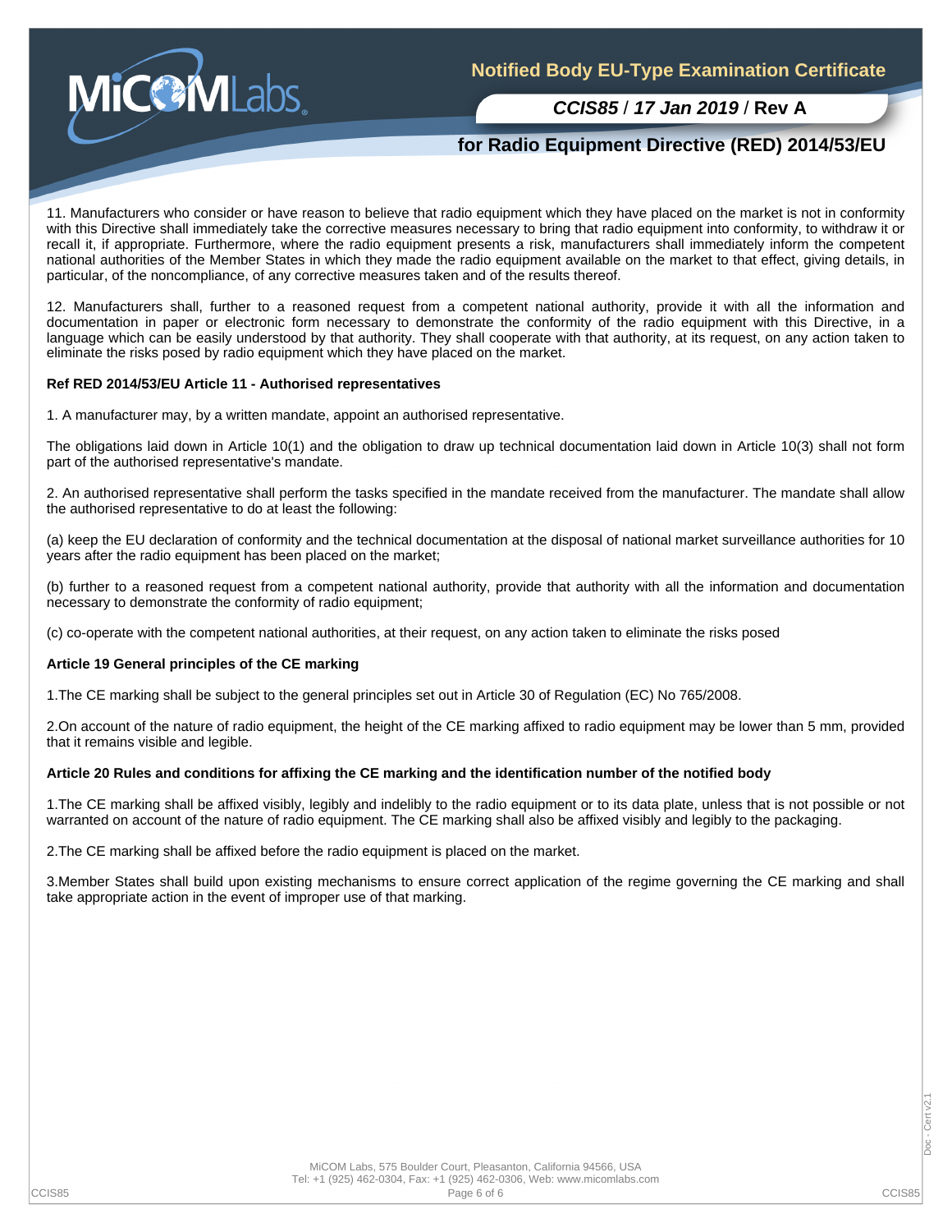11. Manufacturers who consider or have reason to believe that radio equipment which they have placed on the market is not in conformity with this Directive shall immediately take the corrective measures necessary to bring that radio equipment into conformity, to withdraw it or recall it, if appropriate. Furthermore, where the radio equipment presents a risk, manufacturers shall immediately inform the competent national authorities of the Member States in which they made the radio equipment available on the market to that effect, giving details, in particular, of the noncompliance, of any corrective measures taken and of the results thereof.

12. Manufacturers shall, further to a reasoned request from a competent national authority, provide it with all the information and documentation in paper or electronic form necessary to demonstrate the conformity of the radio equipment with this Directive, in a language which can be easily understood by that authority. They shall cooperate with that authority, at its request, on any action taken to eliminate the risks posed by radio equipment which they have placed on the market.

**Ref RED 2014/53/EU Article 11 - Authorised representatives**

1. A manufacturer may, by a written mandate, appoint an authorised representative.

The obligations laid down in Article 10(1) and the obligation to draw up technical documentation laid down in Article 10(3) shall not form part of the authorised representative's mandate.

2. An authorised representative shall perform the tasks specified in the mandate received from the manufacturer. The mandate shall allow the authorised representative to do at least the following:

(a) keep the EU declaration of conformity and the technical documentation at the disposal of national market surveillance authorities for 10 years after the radio equipment has been placed on the market;

(b) further to a reasoned request from a competent national authority, provide that authority with all the information and documentation necessary to demonstrate the conformity of radio equipment;

(c) co-operate with the competent national authorities, at their request, on any action taken to eliminate the risks posed

**Article 19 General principles of the CE marking**

1.The CE marking shall be subject to the general principles set out in Article 30 of Regulation (EC) No 765/2008.

2.On account of the nature of radio equipment, the height of the CE marking affixed to radio equipment may be lower than 5 mm, provided that it remains visible and legible.

**Article 20 Rules and conditions for affixing the CE marking and the identification number of the notified body**

1.The CE marking shall be affixed visibly, legibly and indelibly to the radio equipment or to its data plate, unless that is not possible or not warranted on account of the nature of radio equipment. The CE marking shall also be affixed visibly and legibly to the packaging.

2.The CE marking shall be affixed before the radio equipment is placed on the market.

3.Member States shall build upon existing mechanisms to ensure correct application of the regime governing the CE marking and shall take appropriate action in the event of improper use of that marking.